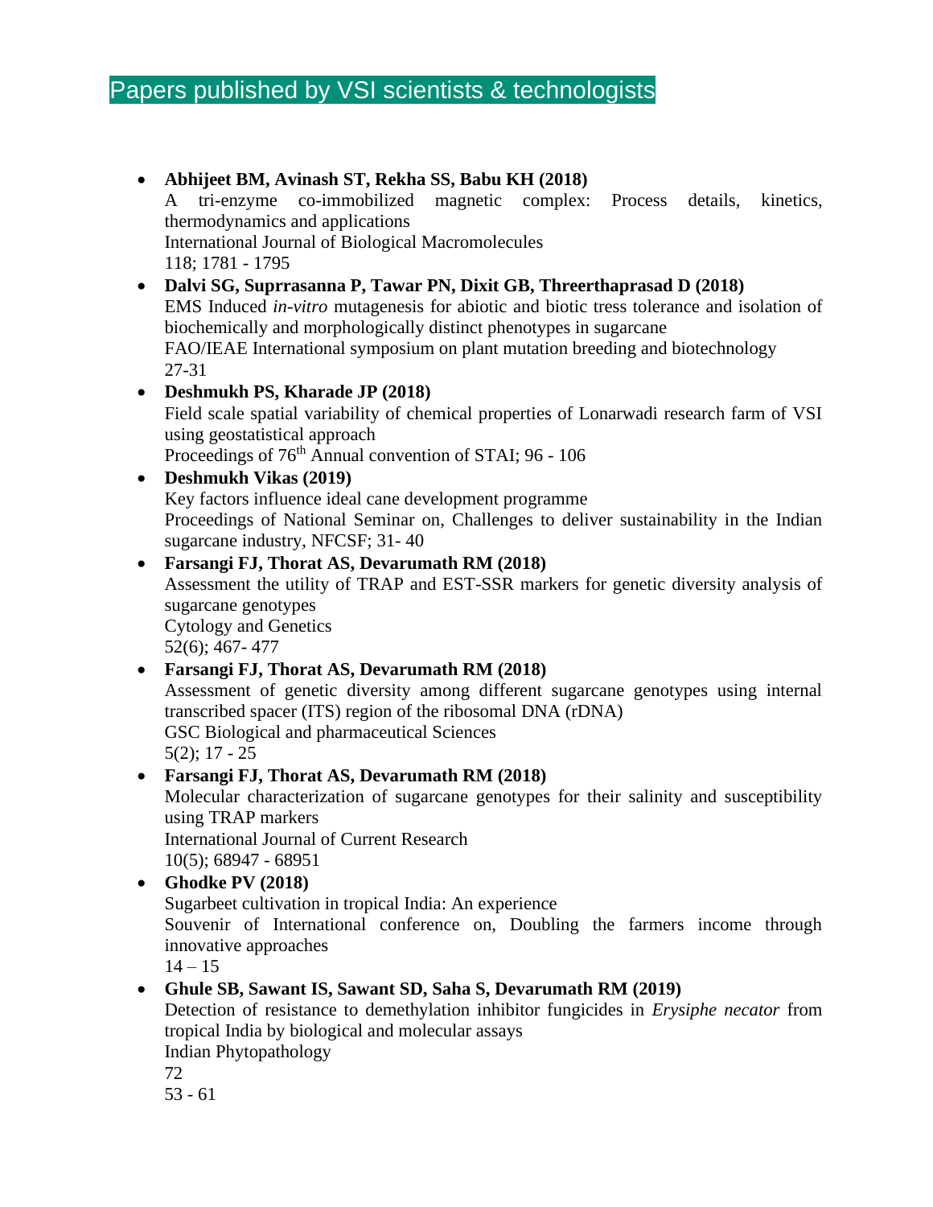# Papers published by VSI scientists & technologists

- **Abhijeet BM, Avinash ST, Rekha SS, Babu KH (2018)**
  A tri-enzyme co-immobilized magnetic complex: Process details, kinetics, thermodynamics and applications
  International Journal of Biological Macromolecules
  118; 1781 - 1795
- **Dalvi SG, Suprrasanna P, Tawar PN, Dixit GB, Threerthaprasad D (2018)**
  EMS Induced *in-vitro* mutagenesis for abiotic and biotic tress tolerance and isolation of biochemically and morphologically distinct phenotypes in sugarcane
  FAO/IEAE International symposium on plant mutation breeding and biotechnology
  27-31
- **Deshmukh PS, Kharade JP (2018)**
  Field scale spatial variability of chemical properties of Lonarwadi research farm of VSI using geostatistical approach
  Proceedings of 76th Annual convention of STAI; 96 - 106
- **Deshmukh Vikas (2019)**
  Key factors influence ideal cane development programme
  Proceedings of National Seminar on, Challenges to deliver sustainability in the Indian sugarcane industry, NFCSF; 31- 40
- **Farsangi FJ, Thorat AS, Devarumath RM (2018)**
  Assessment the utility of TRAP and EST-SSR markers for genetic diversity analysis of sugarcane genotypes
  Cytology and Genetics
  52(6); 467- 477
- **Farsangi FJ, Thorat AS, Devarumath RM (2018)**
  Assessment of genetic diversity among different sugarcane genotypes using internal transcribed spacer (ITS) region of the ribosomal DNA (rDNA)
  GSC Biological and pharmaceutical Sciences
  5(2); 17 - 25
- **Farsangi FJ, Thorat AS, Devarumath RM (2018)**
  Molecular characterization of sugarcane genotypes for their salinity and susceptibility using TRAP markers
  International Journal of Current Research
  10(5); 68947 - 68951
- **Ghodke PV (2018)**
  Sugarbeet cultivation in tropical India: An experience
  Souvenir of International conference on, Doubling the farmers income through innovative approaches
  14 – 15
- **Ghule SB, Sawant IS, Sawant SD, Saha S, Devarumath RM (2019)**
  Detection of resistance to demethylation inhibitor fungicides in *Erysiphe necator* from tropical India by biological and molecular assays
  Indian Phytopathology
  72
  53 - 61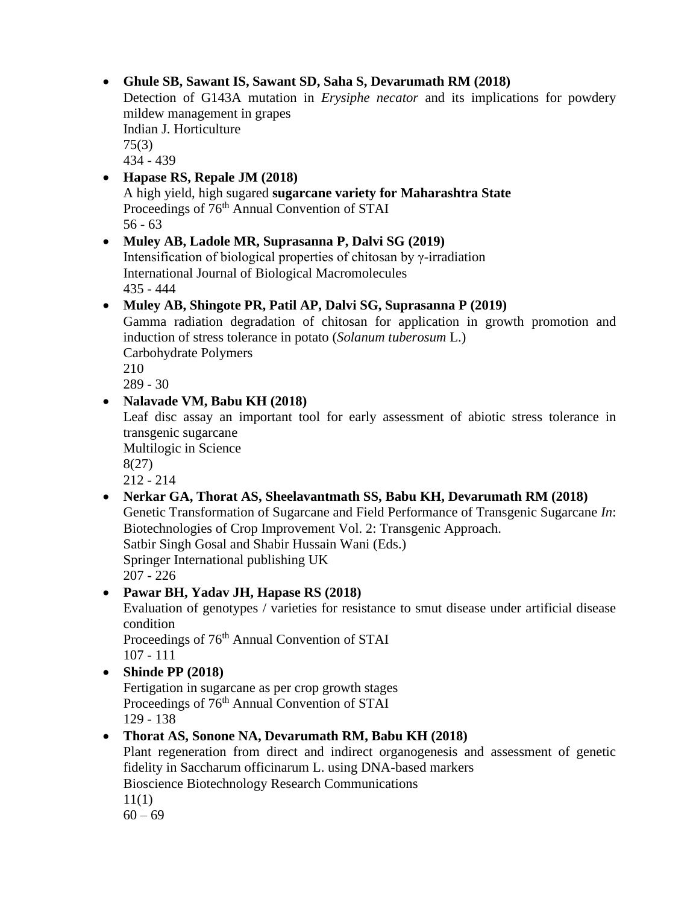- **Ghule SB, Sawant IS, Sawant SD, Saha S, Devarumath RM (2018)**
  Detection of G143A mutation in *Erysiphe necator* and its implications for powdery mildew management in grapes
  Indian J. Horticulture
  75(3)
  434 - 439
- **Hapase RS, Repale JM (2018)**
  A high yield, high sugared **sugarcane variety for Maharashtra State**
  Proceedings of 76th Annual Convention of STAI
  56 - 63
- **Muley AB, Ladole MR, Suprasanna P, Dalvi SG (2019)**
  Intensification of biological properties of chitosan by γ-irradiation
  International Journal of Biological Macromolecules
  435 - 444
- **Muley AB, Shingote PR, Patil AP, Dalvi SG, Suprasanna P (2019)**
  Gamma radiation degradation of chitosan for application in growth promotion and induction of stress tolerance in potato (*Solanum tuberosum* L.)
  Carbohydrate Polymers
  210
  289 - 30
- **Nalavade VM, Babu KH (2018)**
  Leaf disc assay an important tool for early assessment of abiotic stress tolerance in transgenic sugarcane
  Multilogic in Science
  8(27)
  212 - 214
- **Nerkar GA, Thorat AS, Sheelavantmath SS, Babu KH, Devarumath RM (2018)**
  Genetic Transformation of Sugarcane and Field Performance of Transgenic Sugarcane *In*: Biotechnologies of Crop Improvement Vol. 2: Transgenic Approach.
  Satbir Singh Gosal and Shabir Hussain Wani (Eds.)
  Springer International publishing UK
  207 - 226
- **Pawar BH, Yadav JH, Hapase RS (2018)**
  Evaluation of genotypes / varieties for resistance to smut disease under artificial disease condition
  Proceedings of 76th Annual Convention of STAI
  107 - 111
- **Shinde PP (2018)**
  Fertigation in sugarcane as per crop growth stages
  Proceedings of 76th Annual Convention of STAI
  129 - 138
- **Thorat AS, Sonone NA, Devarumath RM, Babu KH (2018)**
  Plant regeneration from direct and indirect organogenesis and assessment of genetic fidelity in Saccharum officinarum L. using DNA-based markers
  Bioscience Biotechnology Research Communications
  11(1)
  60 – 69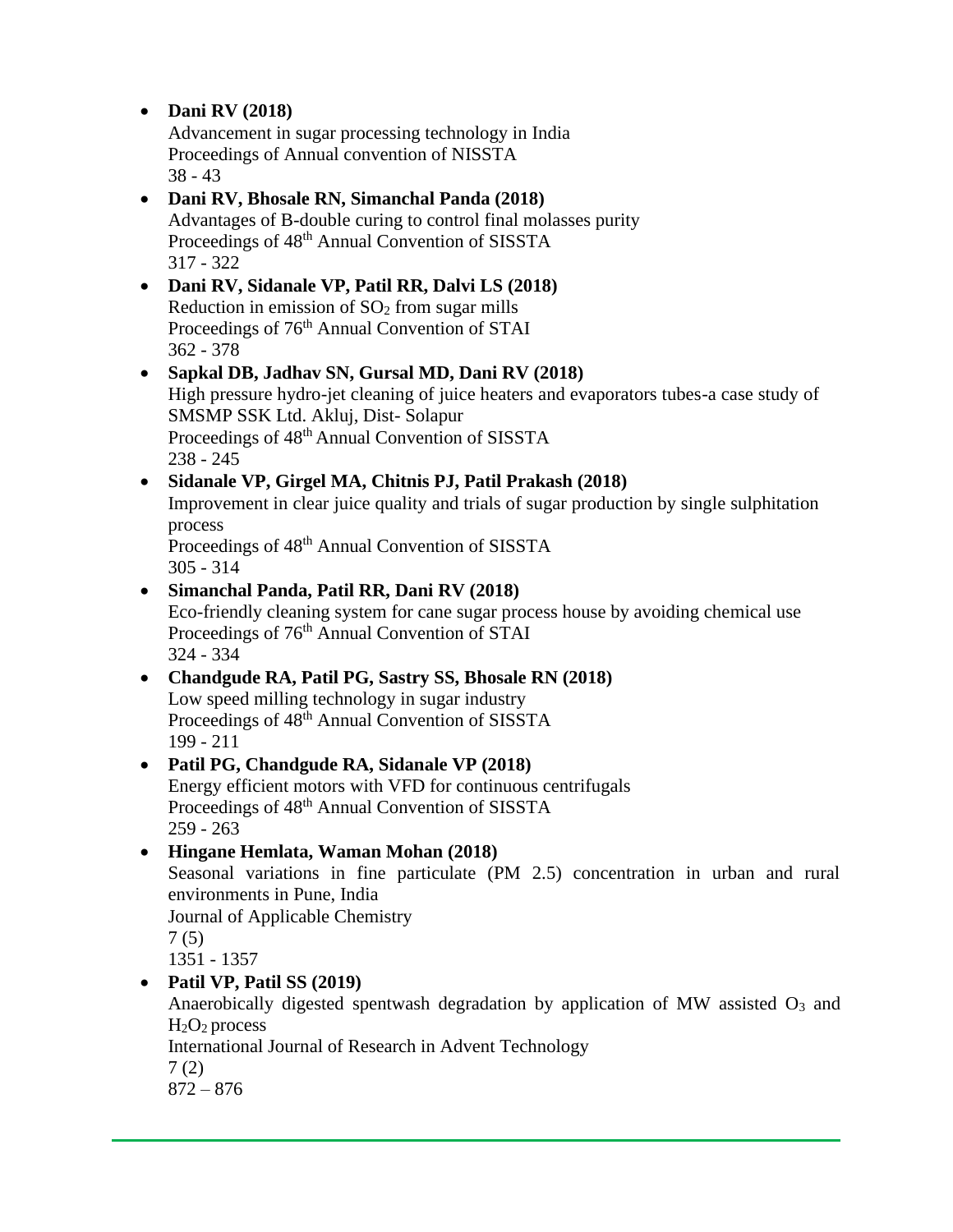- **Dani RV (2018)**
  Advancement in sugar processing technology in India
  Proceedings of Annual convention of NISSTA
  38 - 43
- **Dani RV, Bhosale RN, Simanchal Panda (2018)**
  Advantages of B-double curing to control final molasses purity
  Proceedings of 48th Annual Convention of SISSTA
  317 - 322
- **Dani RV, Sidanale VP, Patil RR, Dalvi LS (2018)**
  Reduction in emission of $SO_2$ from sugar mills
  Proceedings of 76th Annual Convention of STAI
  362 - 378
- **Sapkal DB, Jadhav SN, Gursal MD, Dani RV (2018)**
  High pressure hydro-jet cleaning of juice heaters and evaporators tubes-a case study of SMSMP SSK Ltd. Akluj, Dist- Solapur
  Proceedings of 48th Annual Convention of SISSTA
  238 - 245
- **Sidanale VP, Girgel MA, Chitnis PJ, Patil Prakash (2018)**
  Improvement in clear juice quality and trials of sugar production by single sulphitation process
  Proceedings of 48th Annual Convention of SISSTA
  305 - 314
- **Simanchal Panda, Patil RR, Dani RV (2018)**
  Eco-friendly cleaning system for cane sugar process house by avoiding chemical use
  Proceedings of 76th Annual Convention of STAI
  324 - 334
- **Chandgude RA, Patil PG, Sastry SS, Bhosale RN (2018)**
  Low speed milling technology in sugar industry
  Proceedings of 48th Annual Convention of SISSTA
  199 - 211
- **Patil PG, Chandgude RA, Sidanale VP (2018)**
  Energy efficient motors with VFD for continuous centrifugals
  Proceedings of 48th Annual Convention of SISSTA
  259 - 263
- **Hingane Hemlata, Waman Mohan (2018)**
  Seasonal variations in fine particulate (PM 2.5) concentration in urban and rural environments in Pune, India
  Journal of Applicable Chemistry
  7 (5)
  1351 - 1357
- **Patil VP, Patil SS (2019)**
  Anaerobically digested spentwash degradation by application of MW assisted $O_3$ and $H_2O_2$ process
  International Journal of Research in Advent Technology
  7 (2)
  872 – 876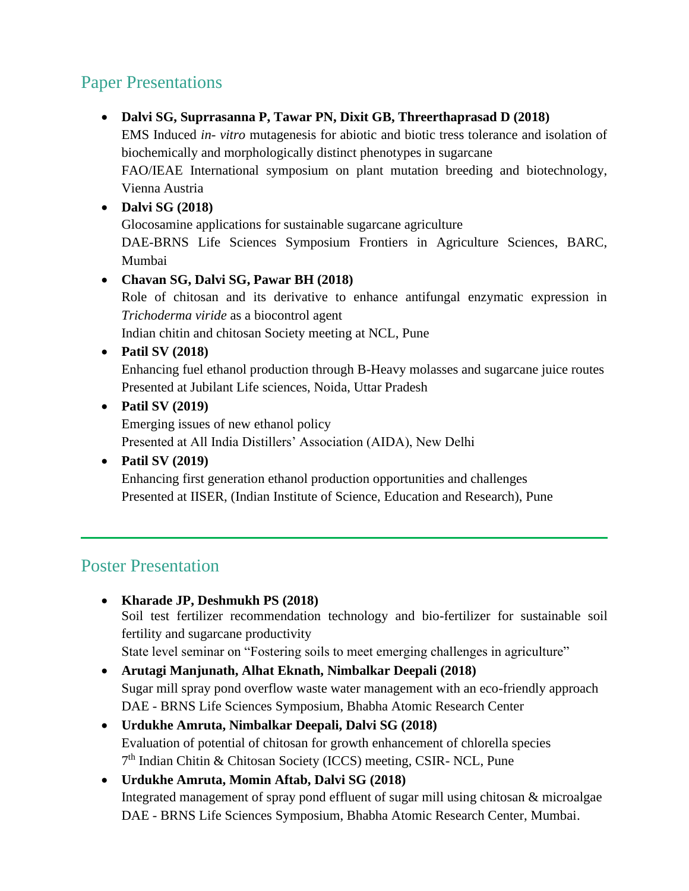## Paper Presentations

- **Dalvi SG, Suprrasanna P, Tawar PN, Dixit GB, Threerthaprasad D (2018)**
  EMS Induced *in- vitro* mutagenesis for abiotic and biotic tress tolerance and isolation of biochemically and morphologically distinct phenotypes in sugarcane
  FAO/IEAE International symposium on plant mutation breeding and biotechnology, Vienna Austria
- **Dalvi SG (2018)**
  Glocosamine applications for sustainable sugarcane agriculture
  DAE-BRNS Life Sciences Symposium Frontiers in Agriculture Sciences, BARC, Mumbai
- **Chavan SG, Dalvi SG, Pawar BH (2018)**
  Role of chitosan and its derivative to enhance antifungal enzymatic expression in *Trichoderma viride* as a biocontrol agent
  Indian chitin and chitosan Society meeting at NCL, Pune
- **Patil SV (2018)**
  Enhancing fuel ethanol production through B-Heavy molasses and sugarcane juice routes
  Presented at Jubilant Life sciences, Noida, Uttar Pradesh
- **Patil SV (2019)**
  Emerging issues of new ethanol policy
  Presented at All India Distillers' Association (AIDA), New Delhi
- **Patil SV (2019)**
  Enhancing first generation ethanol production opportunities and challenges
  Presented at IISER, (Indian Institute of Science, Education and Research), Pune

---

## Poster Presentation

- **Kharade JP, Deshmukh PS (2018)**
  Soil test fertilizer recommendation technology and bio-fertilizer for sustainable soil fertility and sugarcane productivity
  State level seminar on "Fostering soils to meet emerging challenges in agriculture"
- **Arutagi Manjunath, Alhat Eknath, Nimbalkar Deepali (2018)**
  Sugar mill spray pond overflow waste water management with an eco-friendly approach
  DAE - BRNS Life Sciences Symposium, Bhabha Atomic Research Center
- **Urdukhe Amruta, Nimbalkar Deepali, Dalvi SG (2018)**
  Evaluation of potential of chitosan for growth enhancement of chlorella species
  7th Indian Chitin & Chitosan Society (ICCS) meeting, CSIR- NCL, Pune
- **Urdukhe Amruta, Momin Aftab, Dalvi SG (2018)**
  Integrated management of spray pond effluent of sugar mill using chitosan & microalgae
  DAE - BRNS Life Sciences Symposium, Bhabha Atomic Research Center, Mumbai.